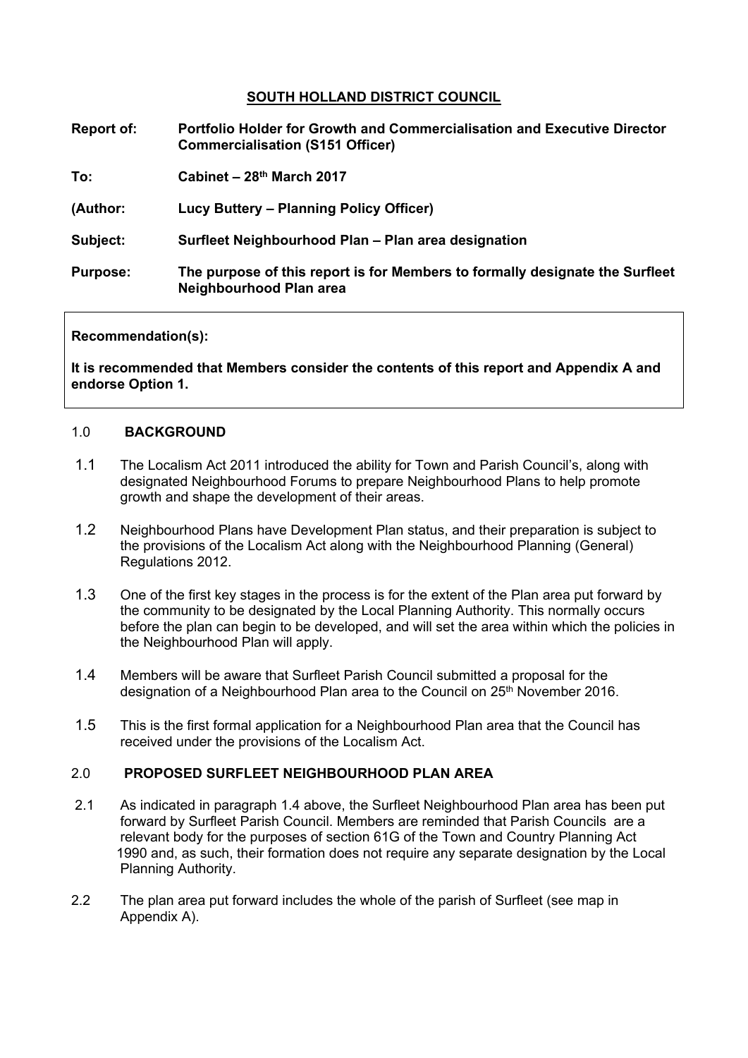# SOUTH HOLLAND DISTRICT COUNCIL

**Report of:** **Portfolio Holder for Growth and Commercialisation and Executive Director Commercialisation (S151 Officer)**

**To:** **Cabinet – 28th March 2017**

**(Author:** **Lucy Buttery – Planning Policy Officer)**

**Subject:** **Surfleet Neighbourhood Plan – Plan area designation**

**Purpose:** **The purpose of this report is for Members to formally designate the Surfleet Neighbourhood Plan area**

---

**Recommendation(s):**

**It is recommended that Members consider the contents of this report and Appendix A and endorse Option 1.**

---

## 1.0 BACKGROUND

1.1 The Localism Act 2011 introduced the ability for Town and Parish Council's, along with designated Neighbourhood Forums to prepare Neighbourhood Plans to help promote growth and shape the development of their areas.

1.2 Neighbourhood Plans have Development Plan status, and their preparation is subject to the provisions of the Localism Act along with the Neighbourhood Planning (General) Regulations 2012.

1.3 One of the first key stages in the process is for the extent of the Plan area put forward by the community to be designated by the Local Planning Authority. This normally occurs before the plan can begin to be developed, and will set the area within which the policies in the Neighbourhood Plan will apply.

1.4 Members will be aware that Surfleet Parish Council submitted a proposal for the designation of a Neighbourhood Plan area to the Council on 25th November 2016.

1.5 This is the first formal application for a Neighbourhood Plan area that the Council has received under the provisions of the Localism Act.

## 2.0 PROPOSED SURFLEET NEIGHBOURHOOD PLAN AREA

2.1 As indicated in paragraph 1.4 above, the Surfleet Neighbourhood Plan area has been put forward by Surfleet Parish Council. Members are reminded that Parish Councils are a relevant body for the purposes of section 61G of the Town and Country Planning Act 1990 and, as such, their formation does not require any separate designation by the Local Planning Authority.

2.2 The plan area put forward includes the whole of the parish of Surfleet (see map in Appendix A).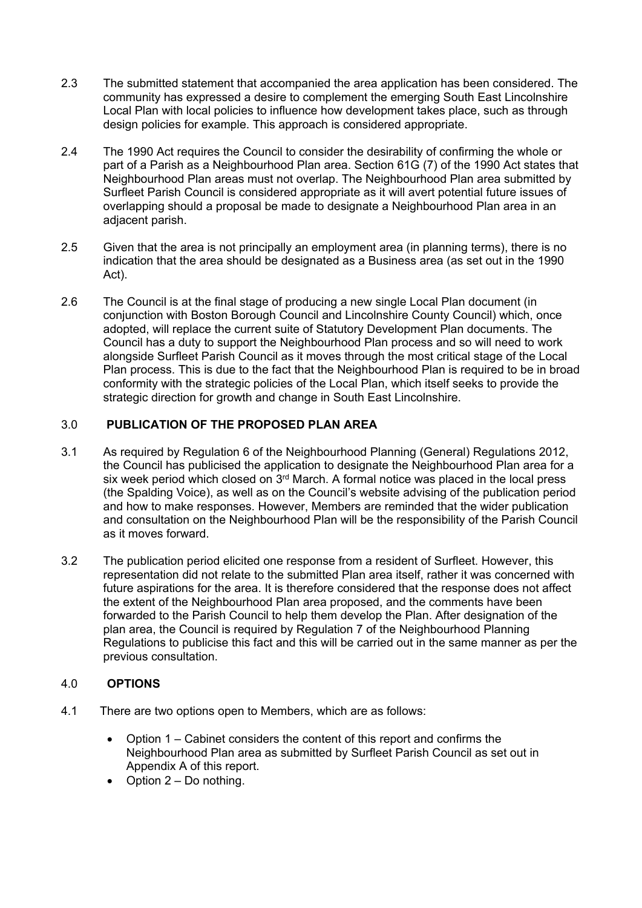2.3 The submitted statement that accompanied the area application has been considered. The community has expressed a desire to complement the emerging South East Lincolnshire Local Plan with local policies to influence how development takes place, such as through design policies for example. This approach is considered appropriate.

2.4 The 1990 Act requires the Council to consider the desirability of confirming the whole or part of a Parish as a Neighbourhood Plan area. Section 61G (7) of the 1990 Act states that Neighbourhood Plan areas must not overlap. The Neighbourhood Plan area submitted by Surfleet Parish Council is considered appropriate as it will avert potential future issues of overlapping should a proposal be made to designate a Neighbourhood Plan area in an adjacent parish.

2.5 Given that the area is not principally an employment area (in planning terms), there is no indication that the area should be designated as a Business area (as set out in the 1990 Act).

2.6 The Council is at the final stage of producing a new single Local Plan document (in conjunction with Boston Borough Council and Lincolnshire County Council) which, once adopted, will replace the current suite of Statutory Development Plan documents. The Council has a duty to support the Neighbourhood Plan process and so will need to work alongside Surfleet Parish Council as it moves through the most critical stage of the Local Plan process. This is due to the fact that the Neighbourhood Plan is required to be in broad conformity with the strategic policies of the Local Plan, which itself seeks to provide the strategic direction for growth and change in South East Lincolnshire.

## 3.0 PUBLICATION OF THE PROPOSED PLAN AREA

3.1 As required by Regulation 6 of the Neighbourhood Planning (General) Regulations 2012, the Council has publicised the application to designate the Neighbourhood Plan area for a six week period which closed on 3rd March. A formal notice was placed in the local press (the Spalding Voice), as well as on the Council's website advising of the publication period and how to make responses. However, Members are reminded that the wider publication and consultation on the Neighbourhood Plan will be the responsibility of the Parish Council as it moves forward.

3.2 The publication period elicited one response from a resident of Surfleet. However, this representation did not relate to the submitted Plan area itself, rather it was concerned with future aspirations for the area. It is therefore considered that the response does not affect the extent of the Neighbourhood Plan area proposed, and the comments have been forwarded to the Parish Council to help them develop the Plan. After designation of the plan area, the Council is required by Regulation 7 of the Neighbourhood Planning Regulations to publicise this fact and this will be carried out in the same manner as per the previous consultation.

## 4.0 OPTIONS

4.1 There are two options open to Members, which are as follows:

- Option 1 – Cabinet considers the content of this report and confirms the Neighbourhood Plan area as submitted by Surfleet Parish Council as set out in Appendix A of this report.
- Option 2 – Do nothing.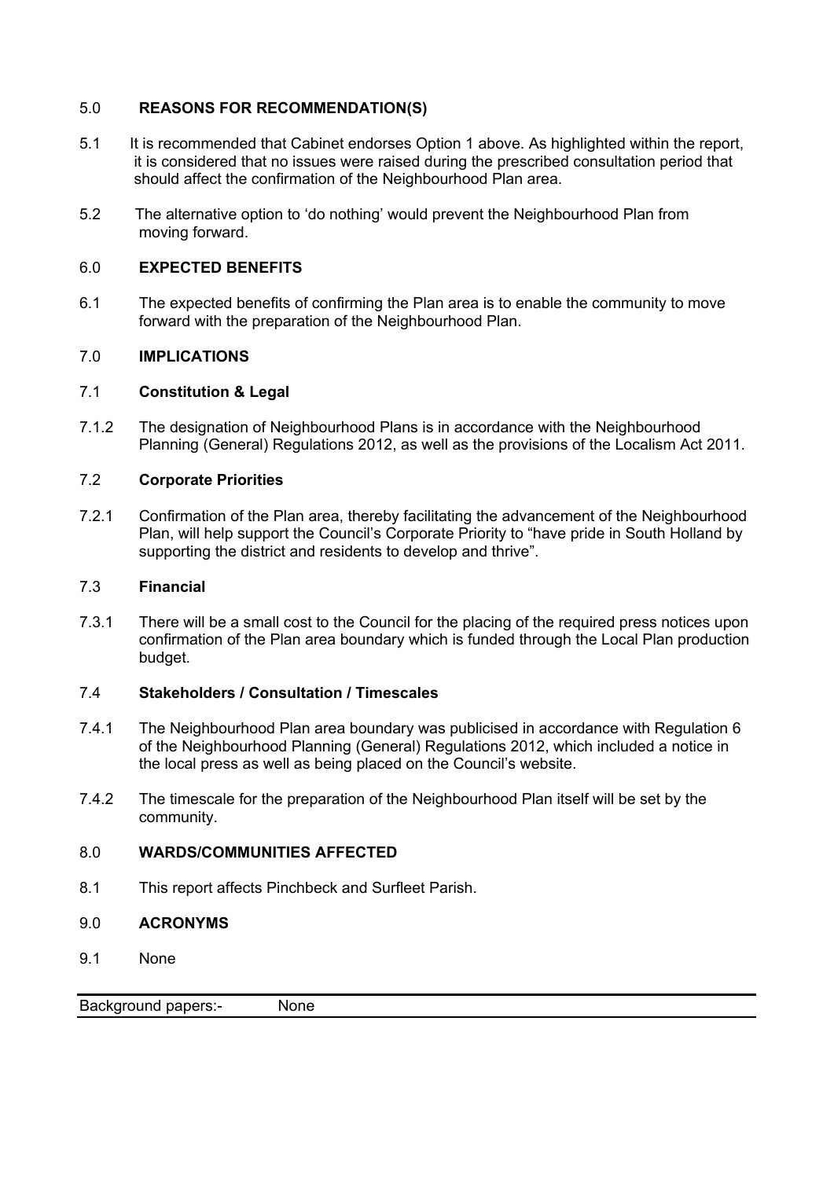## 5.0 REASONS FOR RECOMMENDATION(S)

5.1 It is recommended that Cabinet endorses Option 1 above. As highlighted within the report, it is considered that no issues were raised during the prescribed consultation period that should affect the confirmation of the Neighbourhood Plan area.

5.2 The alternative option to 'do nothing' would prevent the Neighbourhood Plan from moving forward.

## 6.0 EXPECTED BENEFITS

6.1 The expected benefits of confirming the Plan area is to enable the community to move forward with the preparation of the Neighbourhood Plan.

## 7.0 IMPLICATIONS

### 7.1 Constitution & Legal

7.1.2 The designation of Neighbourhood Plans is in accordance with the Neighbourhood Planning (General) Regulations 2012, as well as the provisions of the Localism Act 2011.

### 7.2 Corporate Priorities

7.2.1 Confirmation of the Plan area, thereby facilitating the advancement of the Neighbourhood Plan, will help support the Council's Corporate Priority to "have pride in South Holland by supporting the district and residents to develop and thrive".

### 7.3 Financial

7.3.1 There will be a small cost to the Council for the placing of the required press notices upon confirmation of the Plan area boundary which is funded through the Local Plan production budget.

### 7.4 Stakeholders / Consultation / Timescales

7.4.1 The Neighbourhood Plan area boundary was publicised in accordance with Regulation 6 of the Neighbourhood Planning (General) Regulations 2012, which included a notice in the local press as well as being placed on the Council's website.

7.4.2 The timescale for the preparation of the Neighbourhood Plan itself will be set by the community.

## 8.0 WARDS/COMMUNITIES AFFECTED

8.1 This report affects Pinchbeck and Surfleet Parish.

## 9.0 ACRONYMS

9.1 None

| Background papers:- | None |
|---|---|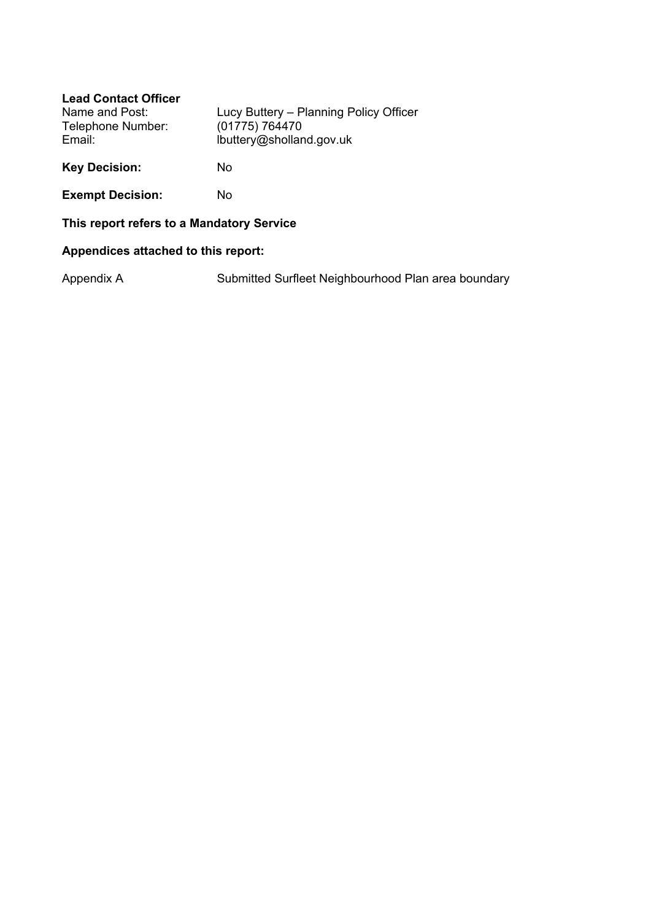**Lead Contact Officer**

| | |
|---|---|
| Name and Post: | Lucy Buttery – Planning Policy Officer |
| Telephone Number: | (01775) 764470 |
| Email: | lbuttery@sholland.gov.uk |

**Key Decision:** No

**Exempt Decision:** No

**This report refers to a Mandatory Service**

**Appendices attached to this report:**

| | |
|---|---|
| Appendix A | Submitted Surfleet Neighbourhood Plan area boundary |